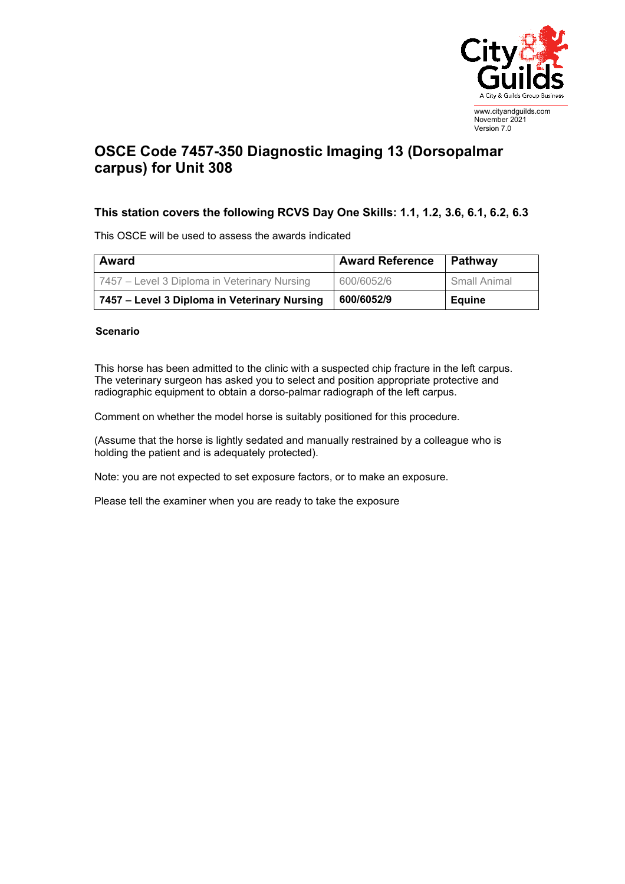www.cityandguilds.com
November 2021
Version 7.0

# OSCE Code 7457-350 Diagnostic Imaging 13 (Dorsopalmar carpus) for Unit 308

### This station covers the following RCVS Day One Skills: 1.1, 1.2, 3.6, 6.1, 6.2, 6.3

This OSCE will be used to assess the awards indicated

| Award | Award Reference | Pathway |
|---|---|---|
| 7457 – Level 3 Diploma in Veterinary Nursing | 600/6052/6 | Small Animal |
| **7457 – Level 3 Diploma in Veterinary Nursing** | **600/6052/9** | **Equine** |

**Scenario**

This horse has been admitted to the clinic with a suspected chip fracture in the left carpus. The veterinary surgeon has asked you to select and position appropriate protective and radiographic equipment to obtain a dorso-palmar radiograph of the left carpus.

Comment on whether the model horse is suitably positioned for this procedure.

(Assume that the horse is lightly sedated and manually restrained by a colleague who is holding the patient and is adequately protected).

Note: you are not expected to set exposure factors, or to make an exposure.

Please tell the examiner when you are ready to take the exposure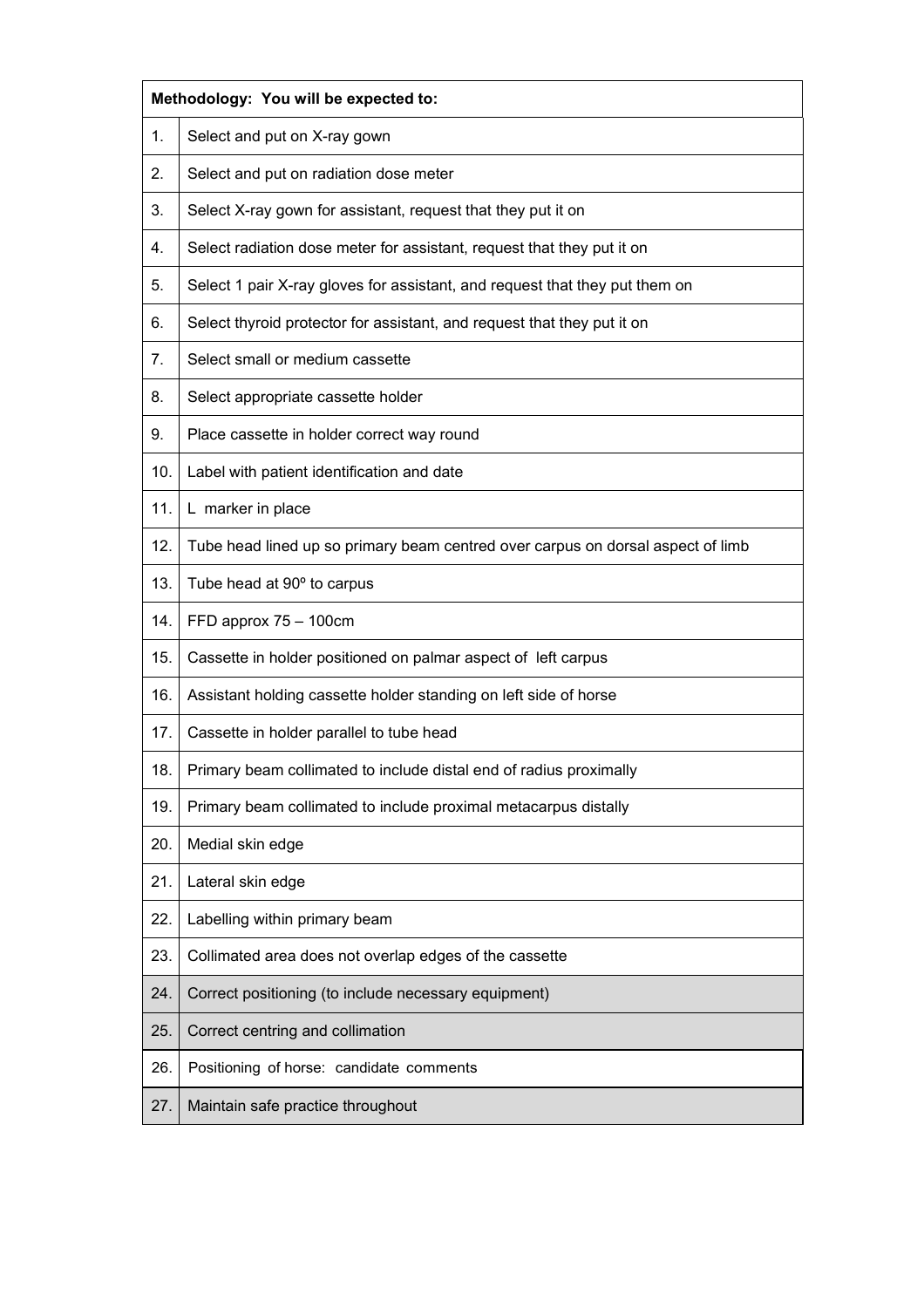| Methodology: You will be expected to: | |
|---|---|
| 1. | Select and put on X-ray gown |
| 2. | Select and put on radiation dose meter |
| 3. | Select X-ray gown for assistant, request that they put it on |
| 4. | Select radiation dose meter for assistant, request that they put it on |
| 5. | Select 1 pair X-ray gloves for assistant, and request that they put them on |
| 6. | Select thyroid protector for assistant, and request that they put it on |
| 7. | Select small or medium cassette |
| 8. | Select appropriate cassette holder |
| 9. | Place cassette in holder correct way round |
| 10. | Label with patient identification and date |
| 11. | L marker in place |
| 12. | Tube head lined up so primary beam centred over carpus on dorsal aspect of limb |
| 13. | Tube head at 90º to carpus |
| 14. | FFD approx 75 – 100cm |
| 15. | Cassette in holder positioned on palmar aspect of left carpus |
| 16. | Assistant holding cassette holder standing on left side of horse |
| 17. | Cassette in holder parallel to tube head |
| 18. | Primary beam collimated to include distal end of radius proximally |
| 19. | Primary beam collimated to include proximal metacarpus distally |
| 20. | Medial skin edge |
| 21. | Lateral skin edge |
| 22. | Labelling within primary beam |
| 23. | Collimated area does not overlap edges of the cassette |
| 24. | Correct positioning (to include necessary equipment) |
| 25. | Correct centring and collimation |
| 26. | Positioning of horse: candidate comments |
| 27. | Maintain safe practice throughout |